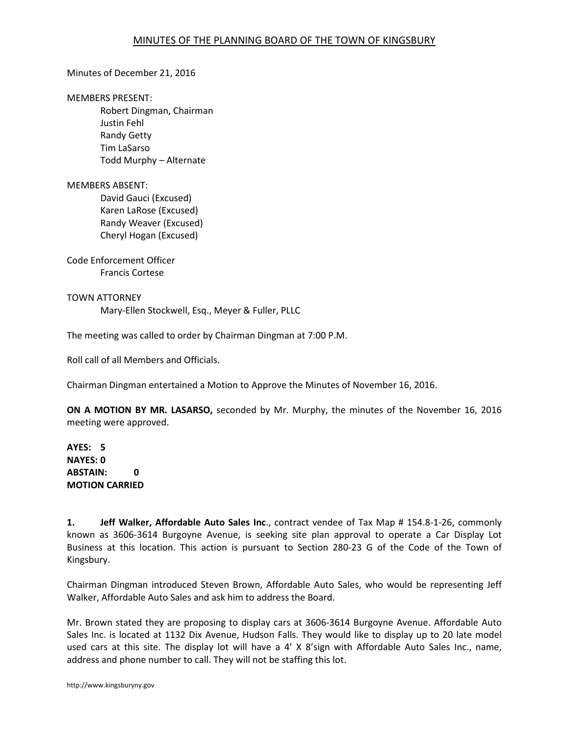# MINUTES OF THE PLANNING BOARD OF THE TOWN OF KINGSBURY

Minutes of December 21, 2016

MEMBERS PRESENT:

Robert Dingman, Chairman
Justin Fehl
Randy Getty
Tim LaSarso
Todd Murphy – Alternate

MEMBERS ABSENT:

David Gauci (Excused)
Karen LaRose (Excused)
Randy Weaver (Excused)
Cheryl Hogan (Excused)

Code Enforcement Officer

Francis Cortese

TOWN ATTORNEY

Mary-Ellen Stockwell, Esq., Meyer & Fuller, PLLC

The meeting was called to order by Chairman Dingman at 7:00 P.M.

Roll call of all Members and Officials.

Chairman Dingman entertained a Motion to Approve the Minutes of November 16, 2016.

**ON A MOTION BY MR. LASARSO,** seconded by Mr. Murphy, the minutes of the November 16, 2016 meeting were approved.

**AYES: 5**
**NAYES: 0**
**ABSTAIN: 0**
**MOTION CARRIED**

**1. Jeff Walker, Affordable Auto Sales Inc**., contract vendee of Tax Map # 154.8-1-26, commonly known as 3606-3614 Burgoyne Avenue, is seeking site plan approval to operate a Car Display Lot Business at this location. This action is pursuant to Section 280-23 G of the Code of the Town of Kingsbury.

Chairman Dingman introduced Steven Brown, Affordable Auto Sales, who would be representing Jeff Walker, Affordable Auto Sales and ask him to address the Board.

Mr. Brown stated they are proposing to display cars at 3606-3614 Burgoyne Avenue. Affordable Auto Sales Inc. is located at 1132 Dix Avenue, Hudson Falls. They would like to display up to 20 late model used cars at this site. The display lot will have a 4' X 8'sign with Affordable Auto Sales Inc., name, address and phone number to call. They will not be staffing this lot.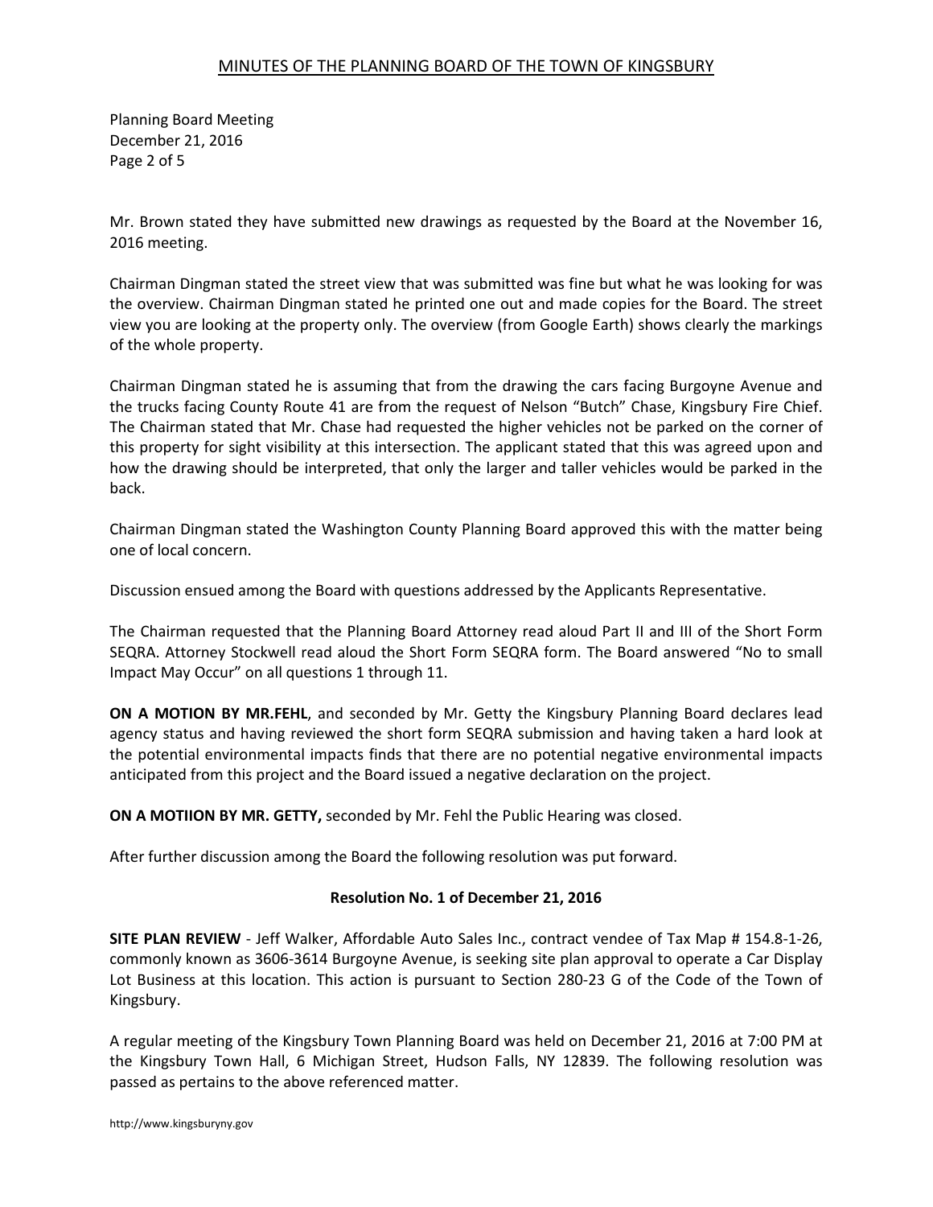Mr. Brown stated they have submitted new drawings as requested by the Board at the November 16, 2016 meeting.

Chairman Dingman stated the street view that was submitted was fine but what he was looking for was the overview. Chairman Dingman stated he printed one out and made copies for the Board. The street view you are looking at the property only. The overview (from Google Earth) shows clearly the markings of the whole property.

Chairman Dingman stated he is assuming that from the drawing the cars facing Burgoyne Avenue and the trucks facing County Route 41 are from the request of Nelson "Butch" Chase, Kingsbury Fire Chief. The Chairman stated that Mr. Chase had requested the higher vehicles not be parked on the corner of this property for sight visibility at this intersection. The applicant stated that this was agreed upon and how the drawing should be interpreted, that only the larger and taller vehicles would be parked in the back.

Chairman Dingman stated the Washington County Planning Board approved this with the matter being one of local concern.

Discussion ensued among the Board with questions addressed by the Applicants Representative.

The Chairman requested that the Planning Board Attorney read aloud Part II and III of the Short Form SEQRA. Attorney Stockwell read aloud the Short Form SEQRA form. The Board answered "No to small Impact May Occur" on all questions 1 through 11.

**ON A MOTION BY MR.FEHL**, and seconded by Mr. Getty the Kingsbury Planning Board declares lead agency status and having reviewed the short form SEQRA submission and having taken a hard look at the potential environmental impacts finds that there are no potential negative environmental impacts anticipated from this project and the Board issued a negative declaration on the project.

**ON A MOTIION BY MR. GETTY,** seconded by Mr. Fehl the Public Hearing was closed.

After further discussion among the Board the following resolution was put forward.

**Resolution No. 1 of December 21, 2016**

**SITE PLAN REVIEW** - Jeff Walker, Affordable Auto Sales Inc., contract vendee of Tax Map # 154.8-1-26, commonly known as 3606-3614 Burgoyne Avenue, is seeking site plan approval to operate a Car Display Lot Business at this location. This action is pursuant to Section 280-23 G of the Code of the Town of Kingsbury.

A regular meeting of the Kingsbury Town Planning Board was held on December 21, 2016 at 7:00 PM at the Kingsbury Town Hall, 6 Michigan Street, Hudson Falls, NY 12839. The following resolution was passed as pertains to the above referenced matter.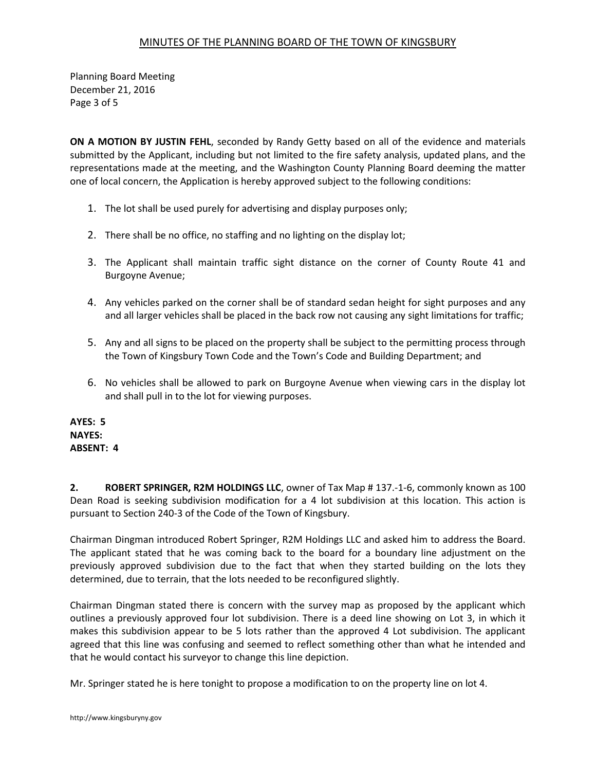**ON A MOTION BY JUSTIN FEHL**, seconded by Randy Getty based on all of the evidence and materials submitted by the Applicant, including but not limited to the fire safety analysis, updated plans, and the representations made at the meeting, and the Washington County Planning Board deeming the matter one of local concern, the Application is hereby approved subject to the following conditions:

1. The lot shall be used purely for advertising and display purposes only;

2. There shall be no office, no staffing and no lighting on the display lot;

3. The Applicant shall maintain traffic sight distance on the corner of County Route 41 and Burgoyne Avenue;

4. Any vehicles parked on the corner shall be of standard sedan height for sight purposes and any and all larger vehicles shall be placed in the back row not causing any sight limitations for traffic;

5. Any and all signs to be placed on the property shall be subject to the permitting process through the Town of Kingsbury Town Code and the Town's Code and Building Department; and

6. No vehicles shall be allowed to park on Burgoyne Avenue when viewing cars in the display lot and shall pull in to the lot for viewing purposes.

**AYES: 5**
**NAYES:**
**ABSENT: 4**

**2. ROBERT SPRINGER, R2M HOLDINGS LLC**, owner of Tax Map # 137.-1-6, commonly known as 100 Dean Road is seeking subdivision modification for a 4 lot subdivision at this location. This action is pursuant to Section 240-3 of the Code of the Town of Kingsbury.

Chairman Dingman introduced Robert Springer, R2M Holdings LLC and asked him to address the Board. The applicant stated that he was coming back to the board for a boundary line adjustment on the previously approved subdivision due to the fact that when they started building on the lots they determined, due to terrain, that the lots needed to be reconfigured slightly.

Chairman Dingman stated there is concern with the survey map as proposed by the applicant which outlines a previously approved four lot subdivision. There is a deed line showing on Lot 3, in which it makes this subdivision appear to be 5 lots rather than the approved 4 Lot subdivision. The applicant agreed that this line was confusing and seemed to reflect something other than what he intended and that he would contact his surveyor to change this line depiction.

Mr. Springer stated he is here tonight to propose a modification to on the property line on lot 4.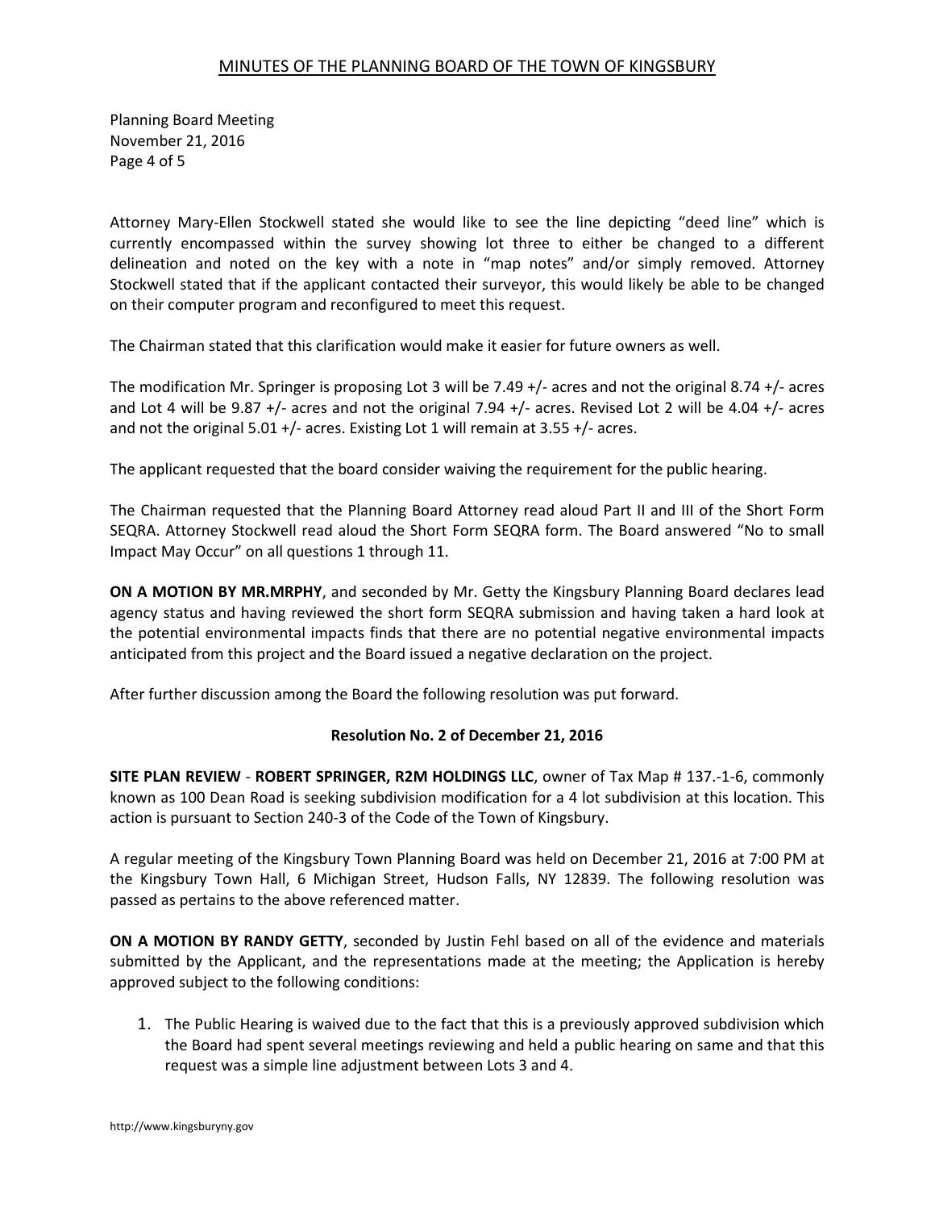Attorney Mary-Ellen Stockwell stated she would like to see the line depicting "deed line" which is currently encompassed within the survey showing lot three to either be changed to a different delineation and noted on the key with a note in "map notes" and/or simply removed. Attorney Stockwell stated that if the applicant contacted their surveyor, this would likely be able to be changed on their computer program and reconfigured to meet this request.

The Chairman stated that this clarification would make it easier for future owners as well.

The modification Mr. Springer is proposing Lot 3 will be 7.49 +/- acres and not the original 8.74 +/- acres and Lot 4 will be 9.87 +/- acres and not the original 7.94 +/- acres. Revised Lot 2 will be 4.04 +/- acres and not the original 5.01 +/- acres. Existing Lot 1 will remain at 3.55 +/- acres.

The applicant requested that the board consider waiving the requirement for the public hearing.

The Chairman requested that the Planning Board Attorney read aloud Part II and III of the Short Form SEQRA. Attorney Stockwell read aloud the Short Form SEQRA form. The Board answered "No to small Impact May Occur" on all questions 1 through 11.

**ON A MOTION BY MR.MRPHY**, and seconded by Mr. Getty the Kingsbury Planning Board declares lead agency status and having reviewed the short form SEQRA submission and having taken a hard look at the potential environmental impacts finds that there are no potential negative environmental impacts anticipated from this project and the Board issued a negative declaration on the project.

After further discussion among the Board the following resolution was put forward.

**Resolution No. 2 of December 21, 2016**

**SITE PLAN REVIEW** - **ROBERT SPRINGER, R2M HOLDINGS LLC**, owner of Tax Map # 137.-1-6, commonly known as 100 Dean Road is seeking subdivision modification for a 4 lot subdivision at this location. This action is pursuant to Section 240-3 of the Code of the Town of Kingsbury.

A regular meeting of the Kingsbury Town Planning Board was held on December 21, 2016 at 7:00 PM at the Kingsbury Town Hall, 6 Michigan Street, Hudson Falls, NY 12839. The following resolution was passed as pertains to the above referenced matter.

**ON A MOTION BY RANDY GETTY**, seconded by Justin Fehl based on all of the evidence and materials submitted by the Applicant, and the representations made at the meeting; the Application is hereby approved subject to the following conditions:

1. The Public Hearing is waived due to the fact that this is a previously approved subdivision which the Board had spent several meetings reviewing and held a public hearing on same and that this request was a simple line adjustment between Lots 3 and 4.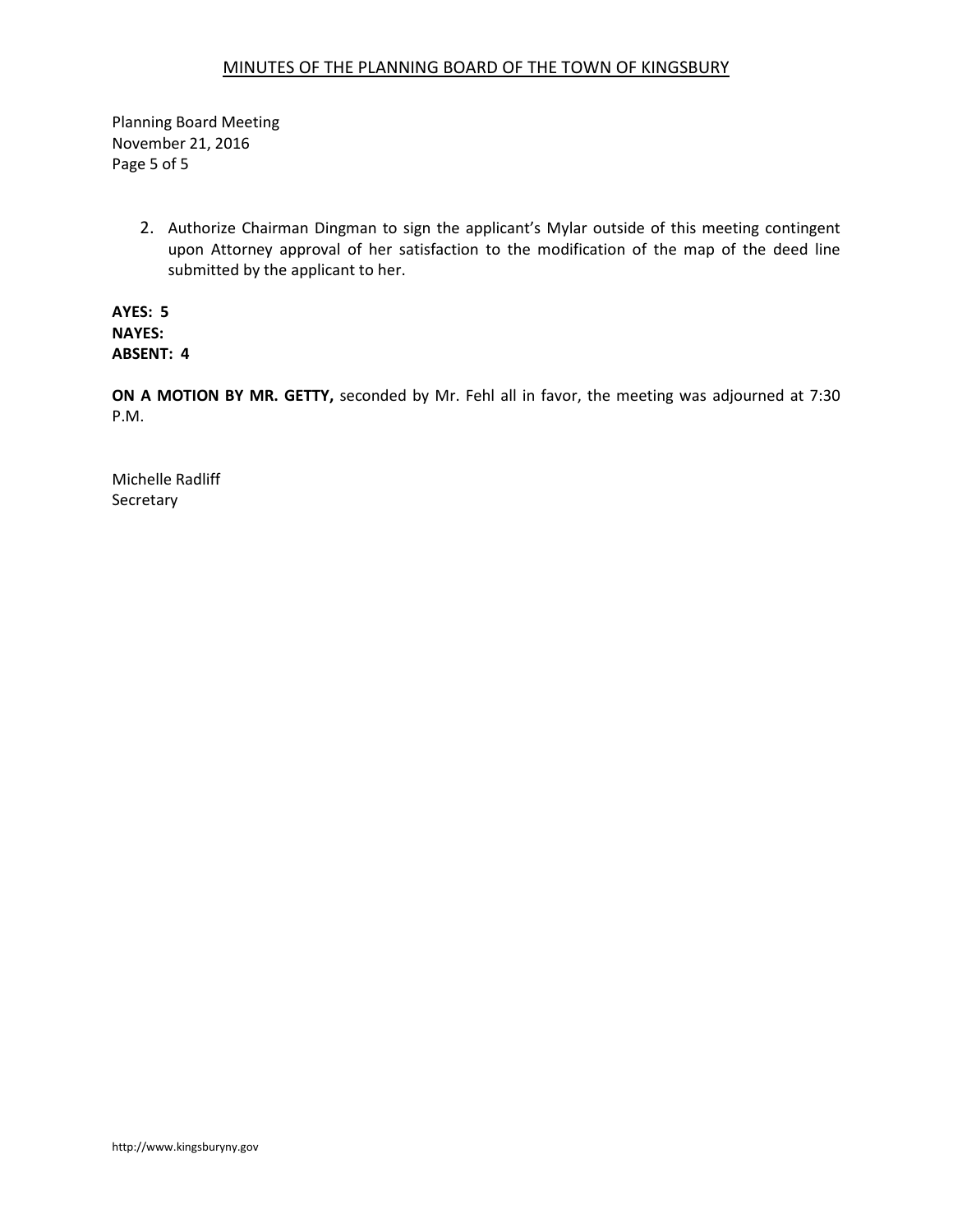2. Authorize Chairman Dingman to sign the applicant's Mylar outside of this meeting contingent upon Attorney approval of her satisfaction to the modification of the map of the deed line submitted by the applicant to her.

**AYES: 5**
**NAYES:**
**ABSENT: 4**

**ON A MOTION BY MR. GETTY,** seconded by Mr. Fehl all in favor, the meeting was adjourned at 7:30 P.M.

Michelle Radliff
Secretary